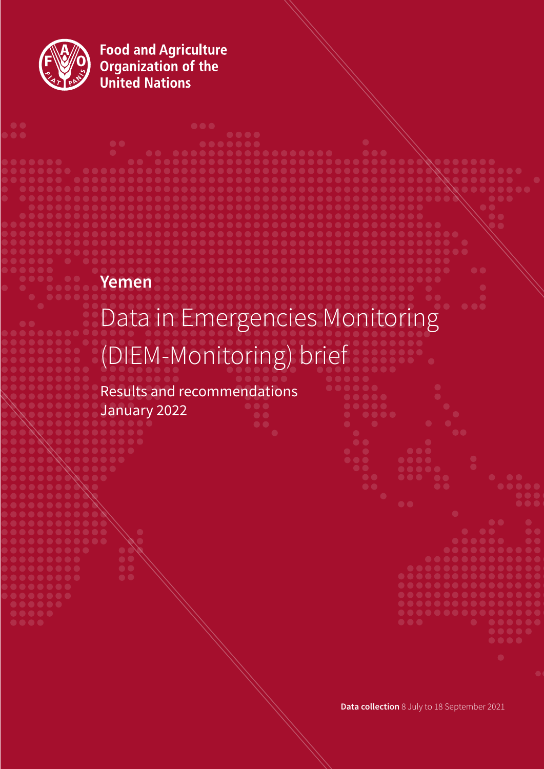Food and Agriculture Organization of the United Nations

**Yemen**

# Data in Emergencies Monitoring (DIEM-Monitoring) brief

Results and recommendations
January 2022

**Data collection** 8 July to 18 September 2021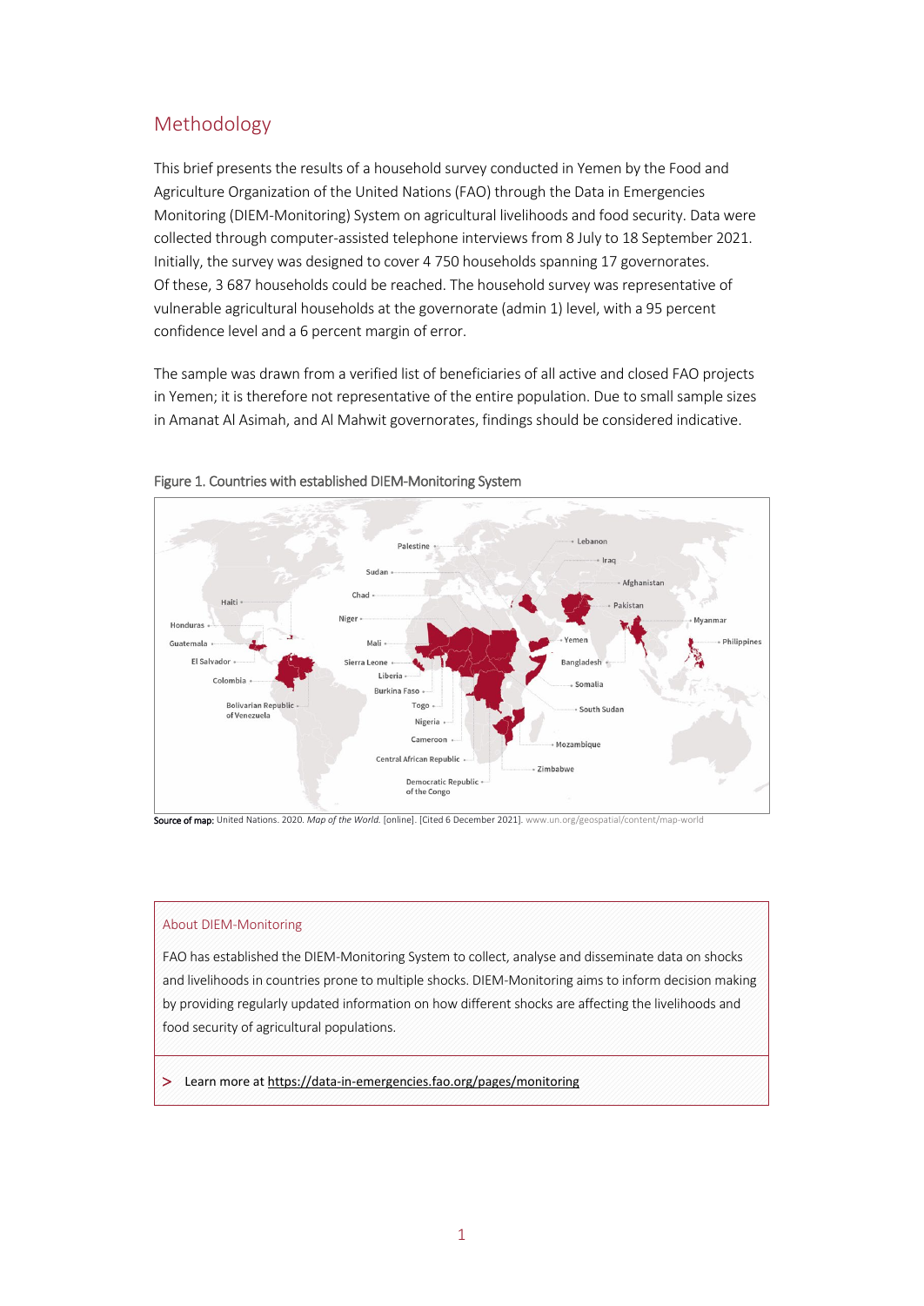## Methodology

This brief presents the results of a household survey conducted in Yemen by the Food and Agriculture Organization of the United Nations (FAO) through the Data in Emergencies Monitoring (DIEM-Monitoring) System on agricultural livelihoods and food security. Data were collected through computer-assisted telephone interviews from 8 July to 18 September 2021. Initially, the survey was designed to cover 4 750 households spanning 17 governorates. Of these, 3 687 households could be reached. The household survey was representative of vulnerable agricultural households at the governorate (admin 1) level, with a 95 percent confidence level and a 6 percent margin of error.

The sample was drawn from a verified list of beneficiaries of all active and closed FAO projects in Yemen; it is therefore not representative of the entire population. Due to small sample sizes in Amanat Al Asimah, and Al Mahwit governorates, findings should be considered indicative.

Figure 1. Countries with established DIEM-Monitoring System

**Source of map:** United Nations. 2020. *Map of the World.* [online]. [Cited 6 December 2021]. www.un.org/geospatial/content/map-world

### About DIEM-Monitoring

FAO has established the DIEM-Monitoring System to collect, analyse and disseminate data on shocks and livelihoods in countries prone to multiple shocks. DIEM-Monitoring aims to inform decision making by providing regularly updated information on how different shocks are affecting the livelihoods and food security of agricultural populations.

> Learn more at https://data-in-emergencies.fao.org/pages/monitoring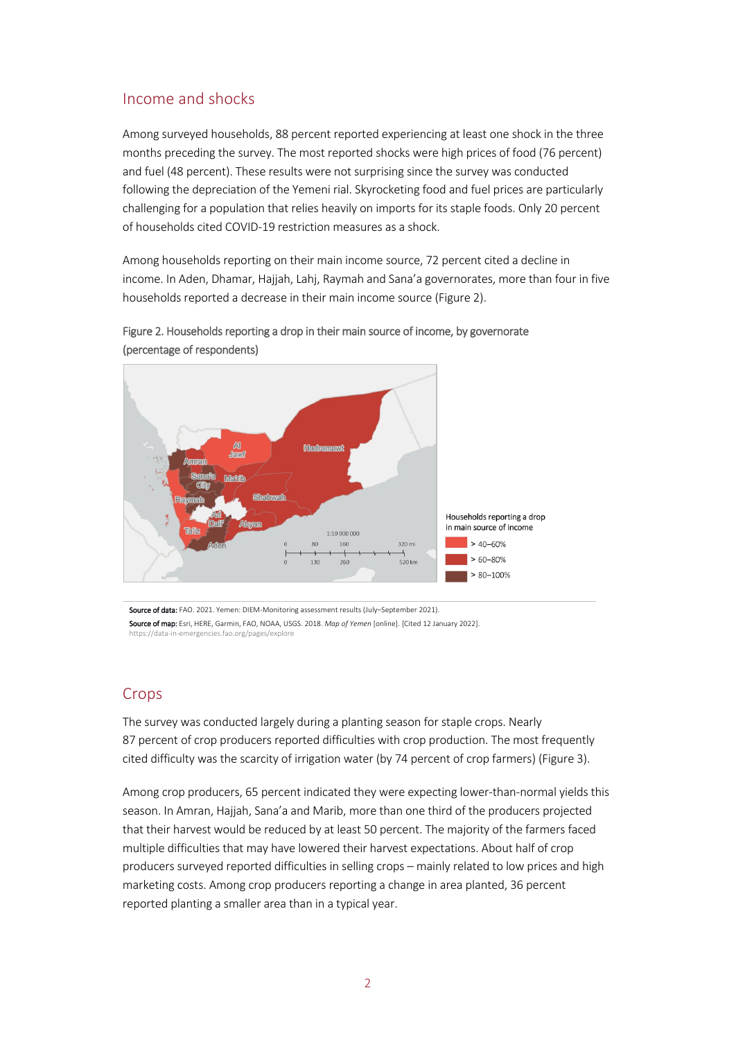## Income and shocks

Among surveyed households, 88 percent reported experiencing at least one shock in the three months preceding the survey. The most reported shocks were high prices of food (76 percent) and fuel (48 percent). These results were not surprising since the survey was conducted following the depreciation of the Yemeni rial. Skyrocketing food and fuel prices are particularly challenging for a population that relies heavily on imports for its staple foods. Only 20 percent of households cited COVID-19 restriction measures as a shock.

Among households reporting on their main income source, 72 percent cited a decline in income. In Aden, Dhamar, Hajjah, Lahj, Raymah and Sana'a governorates, more than four in five households reported a decrease in their main income source (Figure 2).

Figure 2. Households reporting a drop in their main source of income, by governorate (percentage of respondents)

**Source of data:** FAO. 2021. Yemen: DIEM-Monitoring assessment results (July–September 2021).
**Source of map:** Esri, HERE, Garmin, FAO, NOAA, USGS. 2018. *Map of Yemen* [online]. [Cited 12 January 2022]. https://data-in-emergencies.fao.org/pages/explore

## Crops

The survey was conducted largely during a planting season for staple crops. Nearly 87 percent of crop producers reported difficulties with crop production. The most frequently cited difficulty was the scarcity of irrigation water (by 74 percent of crop farmers) (Figure 3).

Among crop producers, 65 percent indicated they were expecting lower-than-normal yields this season. In Amran, Hajjah, Sana'a and Marib, more than one third of the producers projected that their harvest would be reduced by at least 50 percent. The majority of the farmers faced multiple difficulties that may have lowered their harvest expectations. About half of crop producers surveyed reported difficulties in selling crops – mainly related to low prices and high marketing costs. Among crop producers reporting a change in area planted, 36 percent reported planting a smaller area than in a typical year.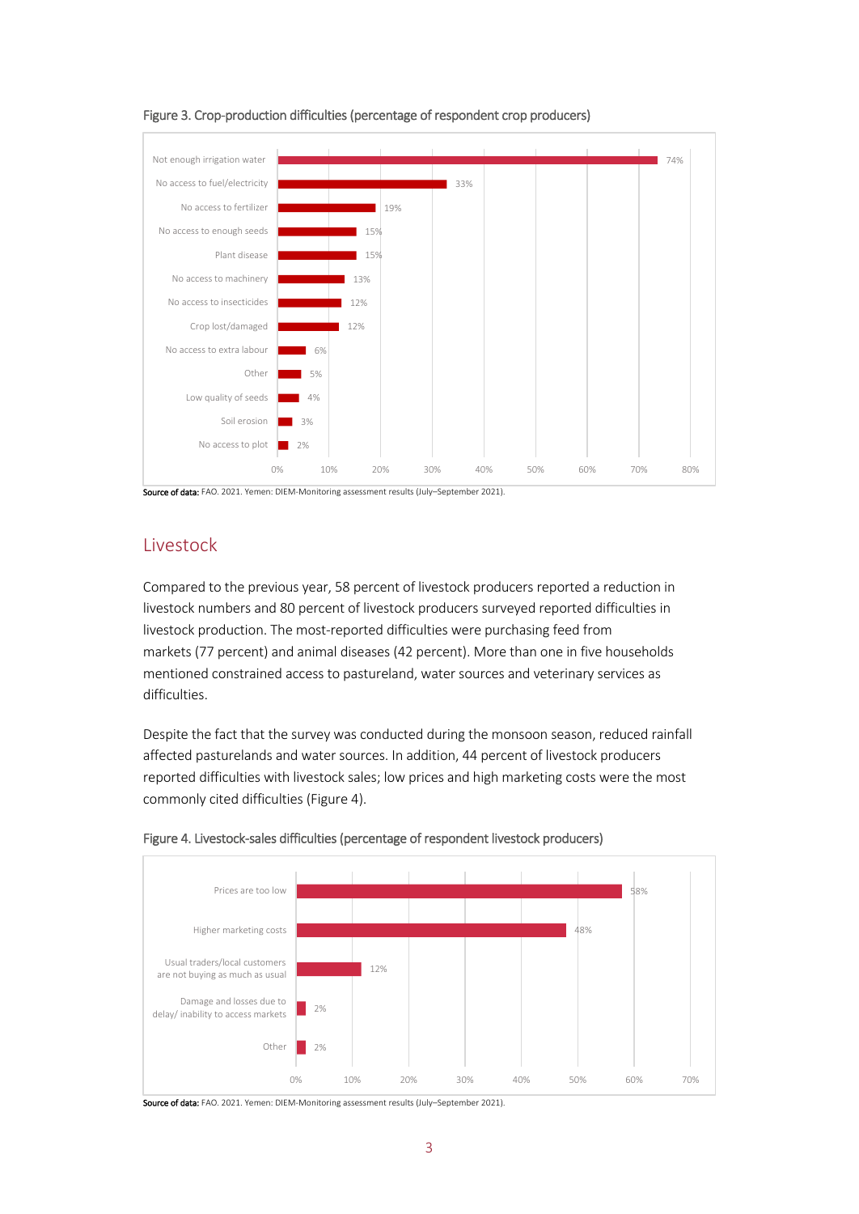Figure 3. Crop-production difficulties (percentage of respondent crop producers)

| Difficulty | Percentage |
| --- | --- |
| Not enough irrigation water | 74% |
| No access to fuel/electricity | 33% |
| No access to fertilizer | 19% |
| No access to enough seeds | 15% |
| Plant disease | 15% |
| No access to machinery | 13% |
| No access to insecticides | 12% |
| Crop lost/damaged | 12% |
| No access to extra labour | 6% |
| Other | 5% |
| Low quality of seeds | 4% |
| Soil erosion | 3% |
| No access to plot | 2% |

**Source of data:** FAO. 2021. Yemen: DIEM-Monitoring assessment results (July–September 2021).

## Livestock

Compared to the previous year, 58 percent of livestock producers reported a reduction in livestock numbers and 80 percent of livestock producers surveyed reported difficulties in livestock production. The most-reported difficulties were purchasing feed from markets (77 percent) and animal diseases (42 percent). More than one in five households mentioned constrained access to pastureland, water sources and veterinary services as difficulties.

Despite the fact that the survey was conducted during the monsoon season, reduced rainfall affected pasturelands and water sources. In addition, 44 percent of livestock producers reported difficulties with livestock sales; low prices and high marketing costs were the most commonly cited difficulties (Figure 4).

Figure 4. Livestock-sales difficulties (percentage of respondent livestock producers)

| Difficulty | Percentage |
| --- | --- |
| Prices are too low | 58% |
| Higher marketing costs | 48% |
| Usual traders/local customers are not buying as much as usual | 12% |
| Damage and losses due to delay/ inability to access markets | 2% |
| Other | 2% |

**Source of data:** FAO. 2021. Yemen: DIEM-Monitoring assessment results (July–September 2021).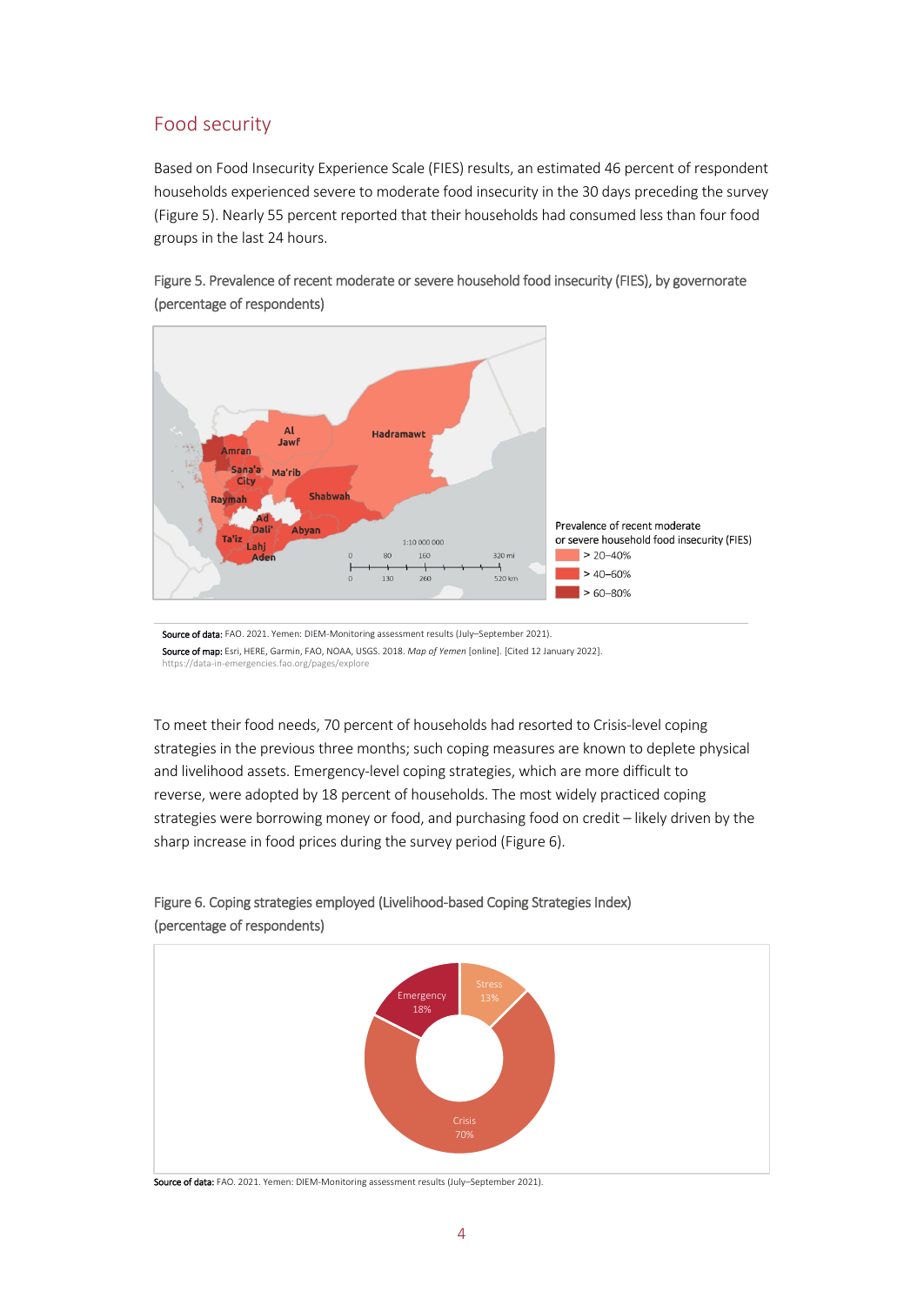## Food security

Based on Food Insecurity Experience Scale (FIES) results, an estimated 46 percent of respondent households experienced severe to moderate food insecurity in the 30 days preceding the survey (Figure 5). Nearly 55 percent reported that their households had consumed less than four food groups in the last 24 hours.

Figure 5. Prevalence of recent moderate or severe household food insecurity (FIES), by governorate (percentage of respondents)

**Source of data:** FAO. 2021. Yemen: DIEM-Monitoring assessment results (July–September 2021).
**Source of map:** Esri, HERE, Garmin, FAO, NOAA, USGS. 2018. *Map of Yemen* [online]. [Cited 12 January 2022]. https://data-in-emergencies.fao.org/pages/explore

To meet their food needs, 70 percent of households had resorted to Crisis-level coping strategies in the previous three months; such coping measures are known to deplete physical and livelihood assets. Emergency-level coping strategies, which are more difficult to reverse, were adopted by 18 percent of households. The most widely practiced coping strategies were borrowing money or food, and purchasing food on credit – likely driven by the sharp increase in food prices during the survey period (Figure 6).

Figure 6. Coping strategies employed (Livelihood-based Coping Strategies Index) (percentage of respondents)

**Source of data:** FAO. 2021. Yemen: DIEM-Monitoring assessment results (July–September 2021).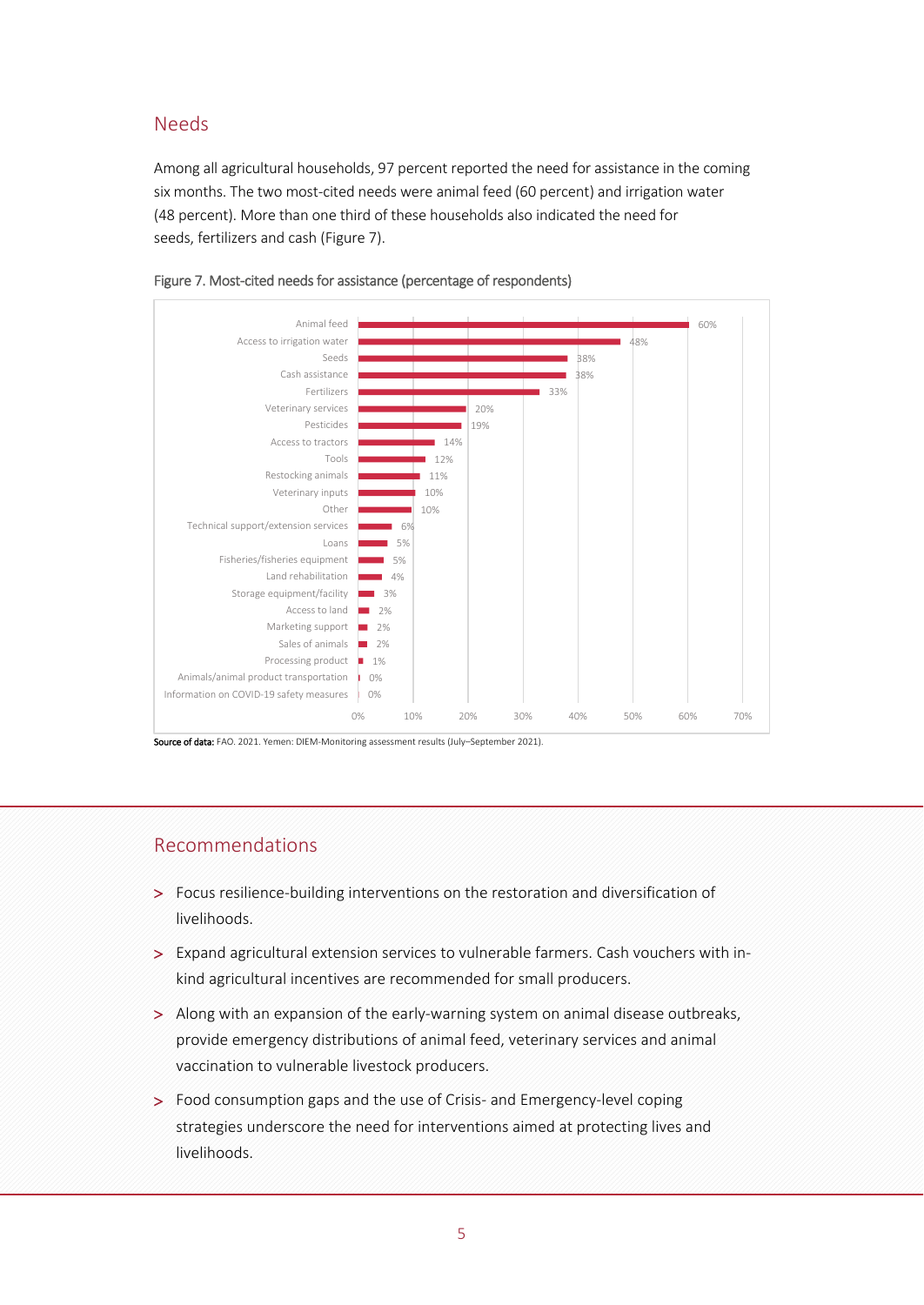## Needs

Among all agricultural households, 97 percent reported the need for assistance in the coming six months. The two most-cited needs were animal feed (60 percent) and irrigation water (48 percent). More than one third of these households also indicated the need for seeds, fertilizers and cash (Figure 7).

Figure 7. Most-cited needs for assistance (percentage of respondents)

| Need | Percentage |
| --- | --- |
| Animal feed | 60% |
| Access to irrigation water | 48% |
| Seeds | 38% |
| Cash assistance | 38% |
| Fertilizers | 33% |
| Veterinary services | 20% |
| Pesticides | 19% |
| Access to tractors | 14% |
| Tools | 12% |
| Restocking animals | 11% |
| Veterinary inputs | 10% |
| Other | 10% |
| Technical support/extension services | 6% |
| Loans | 5% |
| Fisheries/fisheries equipment | 5% |
| Land rehabilitation | 4% |
| Storage equipment/facility | 3% |
| Access to land | 2% |
| Marketing support | 2% |
| Sales of animals | 2% |
| Processing product | 1% |
| Animals/animal product transportation | 0% |
| Information on COVID-19 safety measures | 0% |

**Source of data:** FAO. 2021. Yemen: DIEM-Monitoring assessment results (July–September 2021).

## Recommendations

- Focus resilience-building interventions on the restoration and diversification of livelihoods.
- Expand agricultural extension services to vulnerable farmers. Cash vouchers with in-kind agricultural incentives are recommended for small producers.
- Along with an expansion of the early-warning system on animal disease outbreaks, provide emergency distributions of animal feed, veterinary services and animal vaccination to vulnerable livestock producers.
- Food consumption gaps and the use of Crisis- and Emergency-level coping strategies underscore the need for interventions aimed at protecting lives and livelihoods.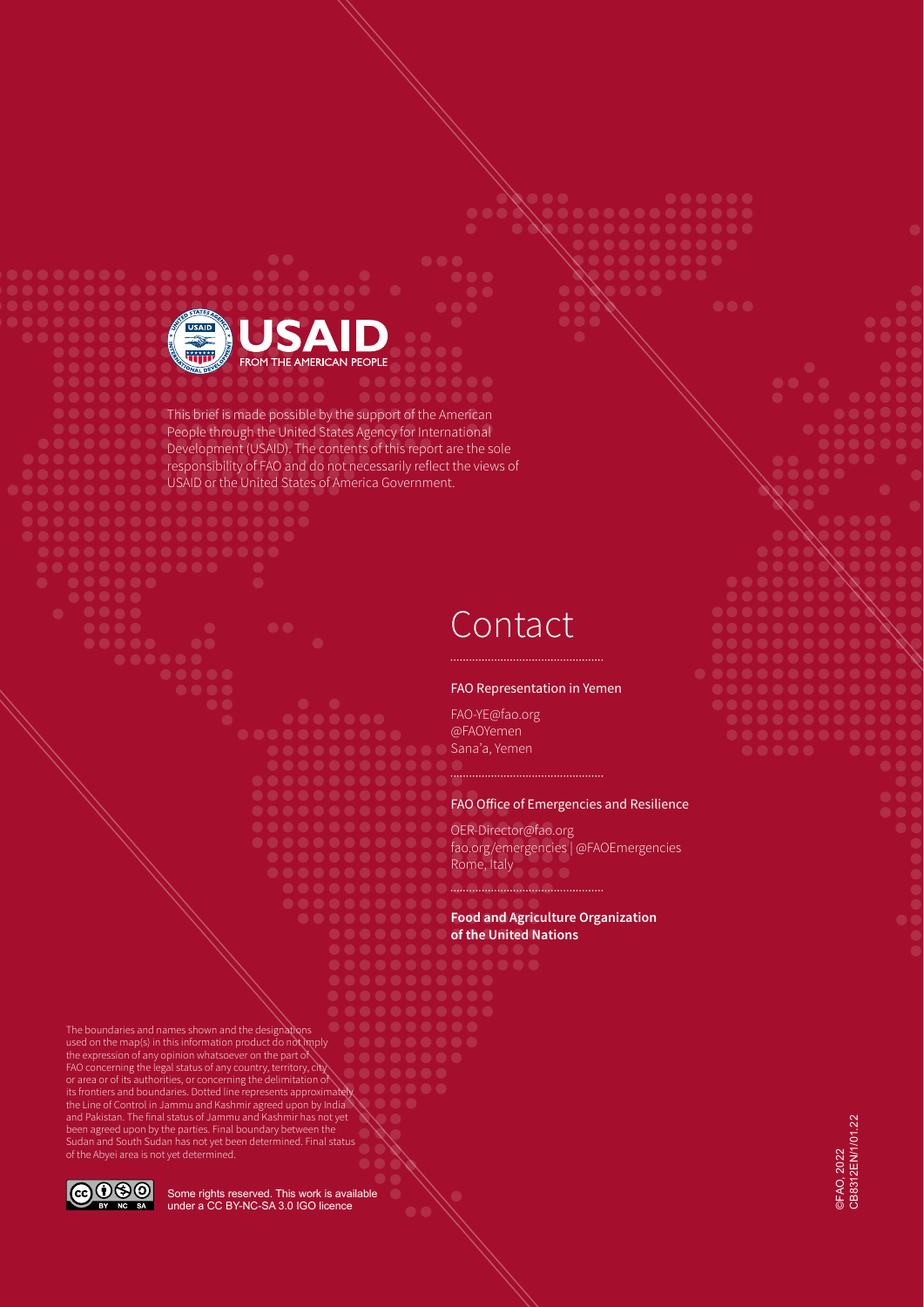USAID
FROM THE AMERICAN PEOPLE

This brief is made possible by the support of the American People through the United States Agency for International Development (USAID). The contents of this report are the sole responsibility of FAO and do not necessarily reflect the views of USAID or the United States of America Government.

# Contact

FAO Representation in Yemen

FAO-YE@fao.org
@FAOYemen
Sana'a, Yemen

FAO Office of Emergencies and Resilience

OER-Director@fao.org
fao.org/emergencies | @FAOEmergencies
Rome, Italy

**Food and Agriculture Organization of the United Nations**

The boundaries and names shown and the designations used on the map(s) in this information product do not imply the expression of any opinion whatsoever on the part of FAO concerning the legal status of any country, territory, city or area or of its authorities, or concerning the delimitation of its frontiers and boundaries. Dotted line represents approximately the Line of Control in Jammu and Kashmir agreed upon by India and Pakistan. The final status of Jammu and Kashmir has not yet been agreed upon by the parties. Final boundary between the Sudan and South Sudan has not yet been determined. Final status of the Abyei area is not yet determined.

Some rights reserved. This work is available under a CC BY-NC-SA 3.0 IGO licence

©FAO, 2022
CB8312EN/1/01.22